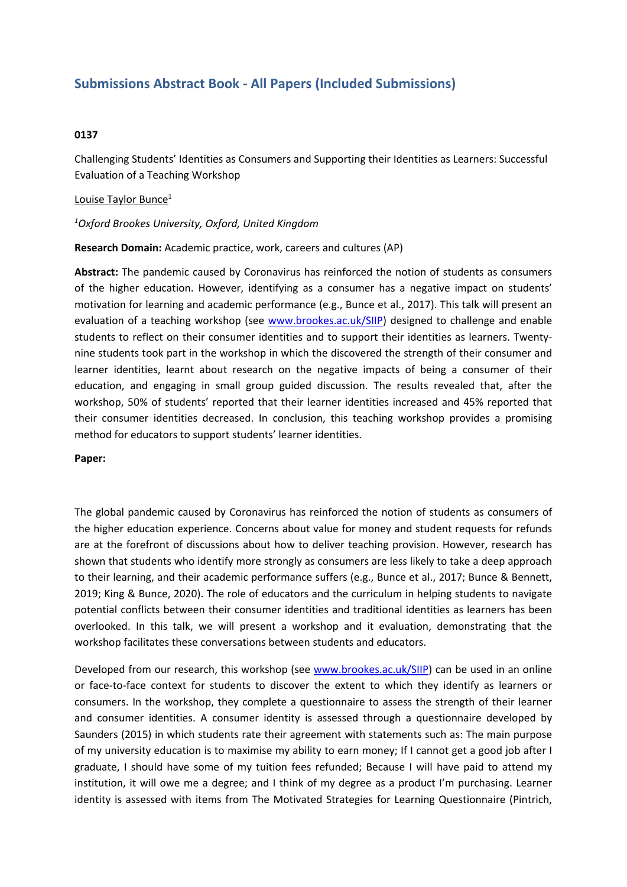## Submissions Abstract Book - All Papers (Included Submissions)

**0137**

Challenging Students' Identities as Consumers and Supporting their Identities as Learners: Successful Evaluation of a Teaching Workshop

Louise Taylor Bunce[1]

*[1]Oxford Brookes University, Oxford, United Kingdom*

**Research Domain:** Academic practice, work, careers and cultures (AP)

**Abstract:** The pandemic caused by Coronavirus has reinforced the notion of students as consumers of the higher education. However, identifying as a consumer has a negative impact on students' motivation for learning and academic performance (e.g., Bunce et al., 2017). This talk will present an evaluation of a teaching workshop (see www.brookes.ac.uk/SIIP) designed to challenge and enable students to reflect on their consumer identities and to support their identities as learners. Twenty-nine students took part in the workshop in which the discovered the strength of their consumer and learner identities, learnt about research on the negative impacts of being a consumer of their education, and engaging in small group guided discussion. The results revealed that, after the workshop, 50% of students' reported that their learner identities increased and 45% reported that their consumer identities decreased. In conclusion, this teaching workshop provides a promising method for educators to support students' learner identities.

**Paper:**

The global pandemic caused by Coronavirus has reinforced the notion of students as consumers of the higher education experience. Concerns about value for money and student requests for refunds are at the forefront of discussions about how to deliver teaching provision. However, research has shown that students who identify more strongly as consumers are less likely to take a deep approach to their learning, and their academic performance suffers (e.g., Bunce et al., 2017; Bunce & Bennett, 2019; King & Bunce, 2020). The role of educators and the curriculum in helping students to navigate potential conflicts between their consumer identities and traditional identities as learners has been overlooked. In this talk, we will present a workshop and it evaluation, demonstrating that the workshop facilitates these conversations between students and educators.

Developed from our research, this workshop (see www.brookes.ac.uk/SIIP) can be used in an online or face-to-face context for students to discover the extent to which they identify as learners or consumers. In the workshop, they complete a questionnaire to assess the strength of their learner and consumer identities. A consumer identity is assessed through a questionnaire developed by Saunders (2015) in which students rate their agreement with statements such as: The main purpose of my university education is to maximise my ability to earn money; If I cannot get a good job after I graduate, I should have some of my tuition fees refunded; Because I will have paid to attend my institution, it will owe me a degree; and I think of my degree as a product I'm purchasing. Learner identity is assessed with items from The Motivated Strategies for Learning Questionnaire (Pintrich,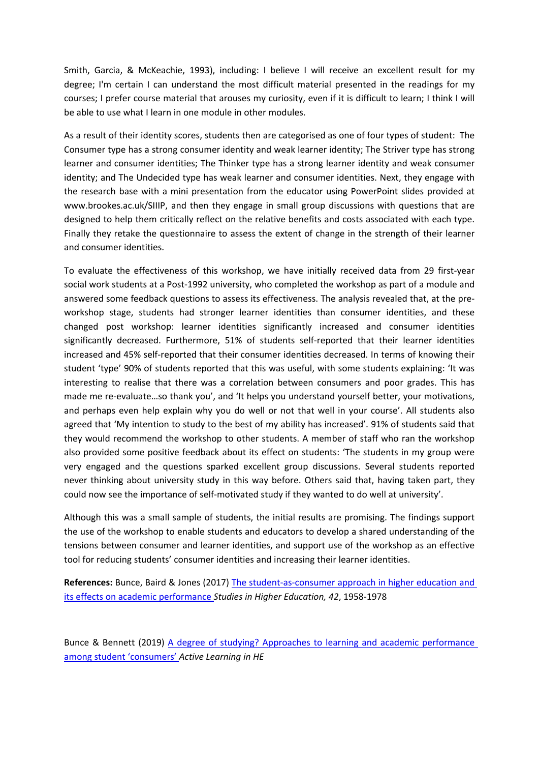Smith, Garcia, & McKeachie, 1993), including: I believe I will receive an excellent result for my degree; I'm certain I can understand the most difficult material presented in the readings for my courses; I prefer course material that arouses my curiosity, even if it is difficult to learn; I think I will be able to use what I learn in one module in other modules.

As a result of their identity scores, students then are categorised as one of four types of student: The Consumer type has a strong consumer identity and weak learner identity; The Striver type has strong learner and consumer identities; The Thinker type has a strong learner identity and weak consumer identity; and The Undecided type has weak learner and consumer identities. Next, they engage with the research base with a mini presentation from the educator using PowerPoint slides provided at www.brookes.ac.uk/SIIIP, and then they engage in small group discussions with questions that are designed to help them critically reflect on the relative benefits and costs associated with each type. Finally they retake the questionnaire to assess the extent of change in the strength of their learner and consumer identities.

To evaluate the effectiveness of this workshop, we have initially received data from 29 first-year social work students at a Post-1992 university, who completed the workshop as part of a module and answered some feedback questions to assess its effectiveness. The analysis revealed that, at the pre-workshop stage, students had stronger learner identities than consumer identities, and these changed post workshop: learner identities significantly increased and consumer identities significantly decreased. Furthermore, 51% of students self-reported that their learner identities increased and 45% self-reported that their consumer identities decreased. In terms of knowing their student 'type' 90% of students reported that this was useful, with some students explaining: 'It was interesting to realise that there was a correlation between consumers and poor grades. This has made me re-evaluate…so thank you', and 'It helps you understand yourself better, your motivations, and perhaps even help explain why you do well or not that well in your course'. All students also agreed that 'My intention to study to the best of my ability has increased'. 91% of students said that they would recommend the workshop to other students. A member of staff who ran the workshop also provided some positive feedback about its effect on students: 'The students in my group were very engaged and the questions sparked excellent group discussions. Several students reported never thinking about university study in this way before. Others said that, having taken part, they could now see the importance of self-motivated study if they wanted to do well at university'.

Although this was a small sample of students, the initial results are promising. The findings support the use of the workshop to enable students and educators to develop a shared understanding of the tensions between consumer and learner identities, and support use of the workshop as an effective tool for reducing students' consumer identities and increasing their learner identities.

**References:** Bunce, Baird & Jones (2017) The student-as-consumer approach in higher education and its effects on academic performance *Studies in Higher Education, 42*, 1958-1978

Bunce & Bennett (2019) A degree of studying? Approaches to learning and academic performance among student 'consumers' *Active Learning in HE*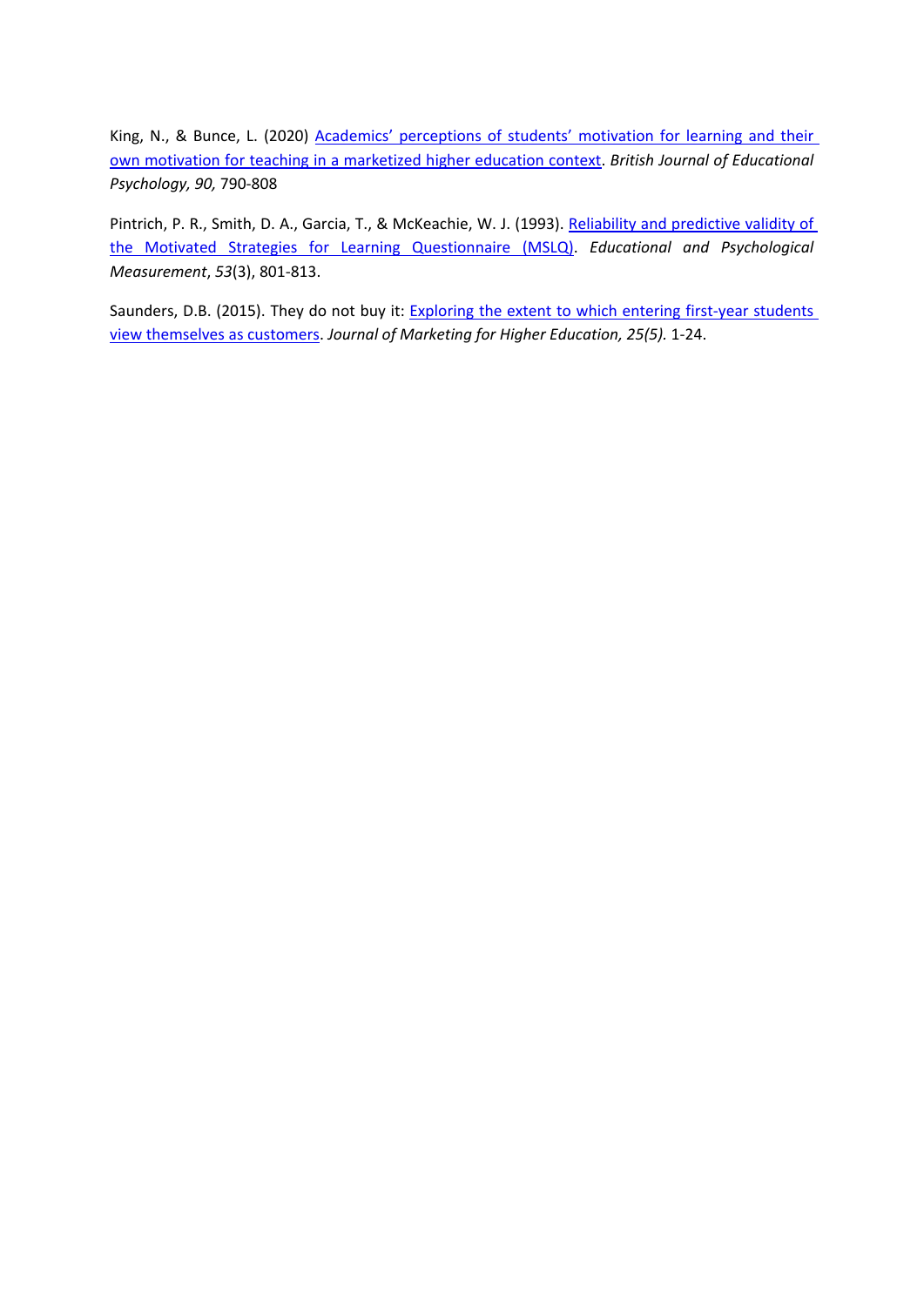King, N., & Bunce, L. (2020) Academics' perceptions of students' motivation for learning and their own motivation for teaching in a marketized higher education context. *British Journal of Educational Psychology, 90,* 790-808

Pintrich, P. R., Smith, D. A., Garcia, T., & McKeachie, W. J. (1993). Reliability and predictive validity of the Motivated Strategies for Learning Questionnaire (MSLQ). *Educational and Psychological Measurement*, *53*(3), 801-813.

Saunders, D.B. (2015). They do not buy it: Exploring the extent to which entering first-year students view themselves as customers. *Journal of Marketing for Higher Education, 25(5).* 1-24.